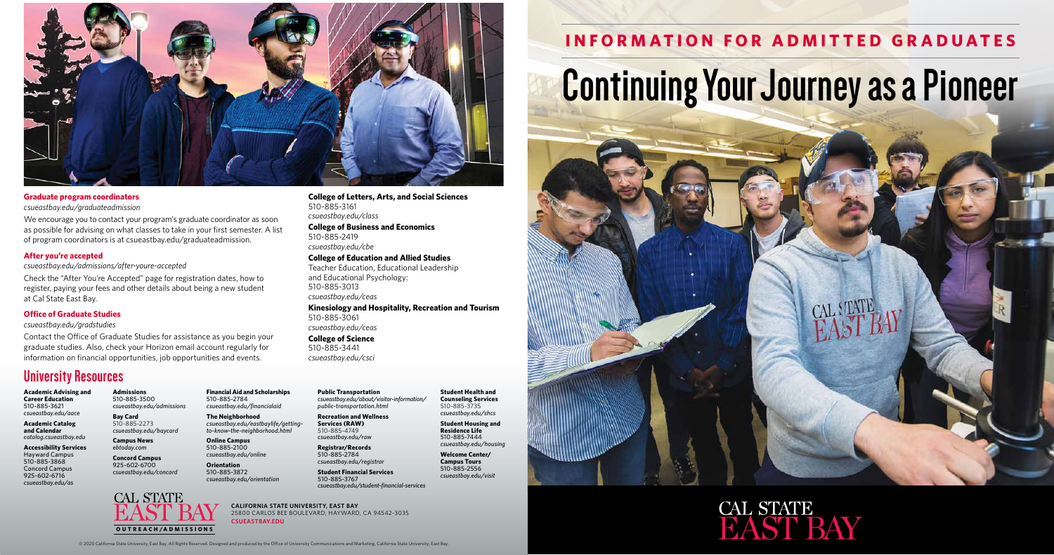# INFORMATION FOR ADMITTED GRADUATES

# Continuing Your Journey as a Pioneer

CAL STATE EAST BAY

### Graduate program coordinators

*csueastbay.edu/graduateadmission*

We encourage you to contact your program's graduate coordinator as soon as possible for advising on what classes to take in your first semester. A list of program coordinators is at csueastbay.edu/graduateadmission.

### After you're accepted

*csueastbay.edu/admissions/after-youre-accepted*

Check the "After You're Accepted" page for registration dates, how to register, paying your fees and other details about being a new student at Cal State East Bay.

### Office of Graduate Studies

*csueastbay.edu/gradstudies*

Contact the Office of Graduate Studies for assistance as you begin your graduate studies. Also, check your Horizon email account regularly for information on financial opportunities, job opportunities and events.

**College of Letters, Arts, and Social Sciences**
510-885-3161
*csueastbay.edu/class*

**College of Business and Economics**
510-885-2419
*csueastbay.edu/cbe*

**College of Education and Allied Studies**
Teacher Education, Educational Leadership and Educational Psychology:
510-885-3013
*csueastbay.edu/ceas*

**Kinesiology and Hospitality, Recreation and Tourism**
510-885-3061
*csueastbay.edu/ceas*

**College of Science**
510-885-3441
*csueastbay.edu/csci*

## University Resources

**Academic Advising and Career Education**
510-885-3621
*csueastbay.edu/aace*

**Academic Catalog and Calendar**
*catalog.csueastbay.edu*

**Accessibility Services**
Hayward Campus
510-885-3868
Concord Campus
925-602-6716
*csueastbay.edu/as*

**Admissions**
510-885-3500
*csueastbay.edu/admissions*

**Bay Card**
510-885-2273
*csueastbay.edu/baycard*

**Campus News**
*ebtoday.com*

**Concord Campus**
925-602-6700
*csueastbay.edu/concord*

**Financial Aid and Scholarships**
510-885-2784
*csueastbay.edu/financialaid*

**The Neighborhood**
*csueastbay.edu/eastbaylife/getting-to-know-the-neighborhood.html*

**Online Campus**
510-885-2100
*csueastbay.edu/online*

**Orientation**
510-885-3872
*csueastbay.edu/orientation*

**Public Transportation**
*csueastbay.edu/about/visitor-information/public-transportation.html*

**Recreation and Wellness Services (RAW)**
510-885-4749
*csueastbay.edu/raw*

**Registrar/Records**
510-885-2784
*csueastbay.edu/registrar*

**Student Financial Services**
510-885-3767
*csueastbay.edu/student-financial-services*

**Student Health and Counseling Services**
510-885-3735
*csueastbay.edu/shcs*

**Student Housing and Residence Life**
510-885-7444
*csueastbay.edu/housing*

**Welcome Center/ Campus Tours**
510-885-2556
*csueastbay.edu/visit*

CAL STATE EAST BAY
OUTREACH/ADMISSIONS

**CALIFORNIA STATE UNIVERSITY, EAST BAY**
25800 CARLOS BEE BOULEVARD, HAYWARD, CA 94542-3035
**CSUEASTBAY.EDU**

© 2020 California State University, East Bay. All Rights Reserved. Designed and produced by the Office of University Communications and Marketing, California State University, East Bay.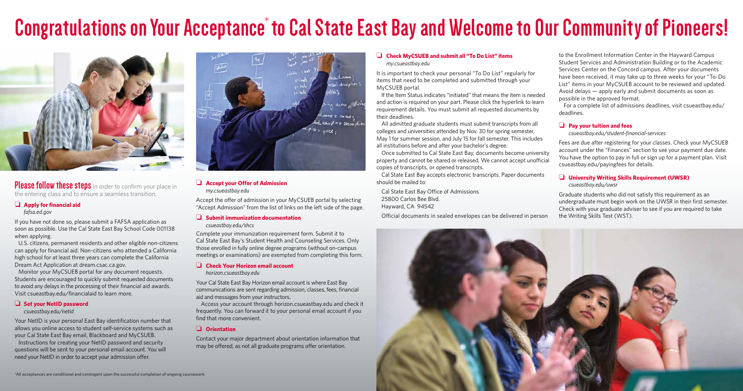# Congratulations on Your Acceptance* to Cal State East Bay and Welcome to Our Community of Pioneers!

**Please follow these steps** in order to confirm your place in the entering class and to ensure a seamless transition.

### ❑ Apply for financial aid
*fafsa.ed.gov*

If you have not done so, please submit a FAFSA application as soon as possible. Use the Cal State East Bay School Code 001138 when applying.

U.S. citizens, permanent residents and other eligible non-citizens can apply for financial aid. Non-citizens who attended a California high school for at least three years can complete the California Dream Act Application at dream.csac.ca.gov.

Monitor your MyCSUEB portal for any document requests. Students are encouraged to quickly submit requested documents to avoid any delays in the processing of their financial aid awards. Visit csueastbay.edu/financialaid to learn more.

### ❑ Set your NetID password
*csueastbay.edu/netid*

Your NetID is your personal East Bay identification number that allows you online access to student self-service systems such as your Cal State East Bay email, Blackboard and MyCSUEB.

Instructions for creating your NetID password and security questions will be sent to your personal email account. You will need your NetID in order to accept your admission offer.

### ❑ Accept your Offer of Admission
*my.csueastbay.edu*

Accept the offer of admission in your MyCSUEB portal by selecting "Accept Admission" from the list of links on the left side of the page.

### ❑ Submit immunization documentation
*csueastbay.edu/shcs*

Complete your immunization requirement form. Submit it to Cal State East Bay's Student Health and Counseling Services. Only those enrolled in fully online degree programs (without on-campus meetings or examinations) are exempted from completing this form.

### ❑ Check Your Horizon email account
*horizon.csueastbay.edu*

Your Cal State East Bay Horizon email account is where East Bay communications are sent regarding admission, classes, fees, financial aid and messages from your instructors.

Access your account through horizon.csueastbay.edu and check it frequently. You can forward it to your personal email account if you find that more convenient.

### ❑ Orientation

Contact your major department about orientation information that may be offered, as not all graduate programs offer orientation.

### ❑ Check MyCSUEB and submit all "To Do List" items
*my.csueastbay.edu*

It is important to check your personal "To Do List" regularly for items that need to be completed and submitted through your MyCSUEB portal.

If the Item Status indicates "initiated" that means the item is needed and action is required on your part. Please click the hyperlink to learn requirement details. You must submit all requested documents by their deadlines.

All admitted graduate students must submit transcripts from all colleges and universities attended by Nov. 30 for spring semester, May 1 for summer session, and July 15 for fall semester. This includes all institutions before and after your bachelor's degree.

Once submitted to Cal State East Bay, documents become university property and cannot be shared or released. We cannot accept unofficial copies of transcripts, or opened transcripts.

Cal State East Bay accepts electronic transcripts. Paper documents should be mailed to:

Cal State East Bay Office of Admissions
25800 Carlos Bee Blvd.
Hayward, CA 94542

Official documents in sealed envelopes can be delivered in person to the Enrollment Information Center in the Hayward Campus Student Services and Administration Building or to the Academic Services Center on the Concord campus. After your documents have been received, it may take up to three weeks for your "To-Do List" items in your MyCSUEB account to be reviewed and updated. Avoid delays — apply early and submit documents as soon as possible in the approved format.

For a complete list of admissions deadlines, visit csueastbay.edu/deadlines.

### ❑ Pay your tuition and fees
*csueastbay.edu/student-financial-services*

Fees are due after registering for your classes. Check your MyCSUEB account under the "Finances" section to see your payment due date. You have the option to pay in full or sign up for a payment plan. Visit csueastbay.edu/payingfees for details.

### ❑ University Writing Skills Requirement (UWSR)
*csueastbay.edu/uwsr*

Graduate students who did not satisfy this requirement as an undergraduate must begin work on the UWSR in their first semester. Check with your graduate adviser to see if you are required to take the Writing Skills Test (WST).

*All acceptances are conditional and contingent upon the successful completion of ongoing coursework.